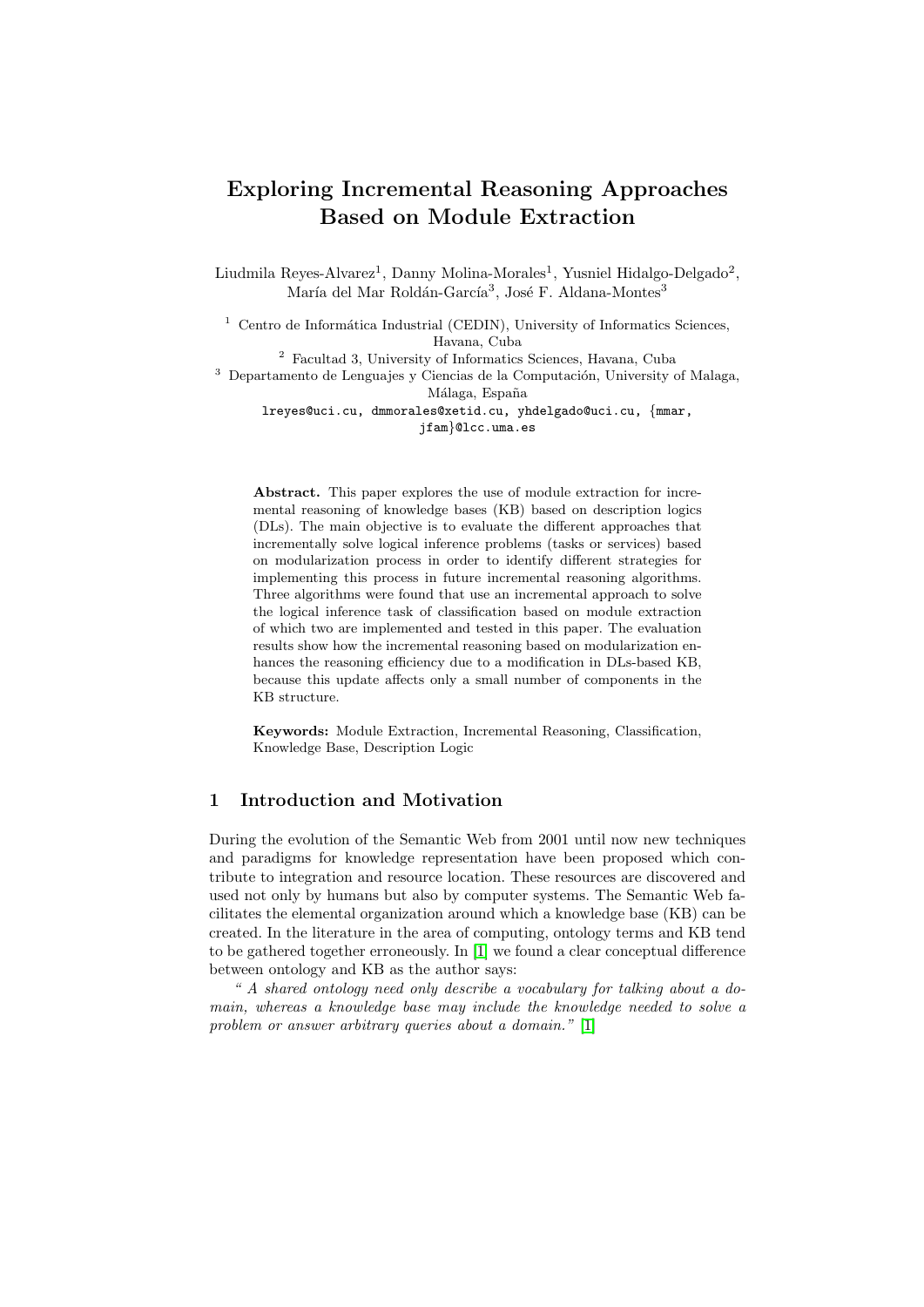# Exploring Incremental Reasoning Approaches Based on Module Extraction

Liudmila Reyes-Alvarez[1], Danny Molina-Morales[1], Yusniel Hidalgo-Delgado[2], María del Mar Roldán-García[3], José F. Aldana-Montes[3]

[1] Centro de Informática Industrial (CEDIN), University of Informatics Sciences, Havana, Cuba

[2] Facultad 3, University of Informatics Sciences, Havana, Cuba

[3] Departamento de Lenguajes y Ciencias de la Computación, University of Malaga, Málaga, España

lreyes@uci.cu, dmmorales@xetid.cu, yhdelgado@uci.cu, {mmar, jfam}@lcc.uma.es

**Abstract.** This paper explores the use of module extraction for incremental reasoning of knowledge bases (KB) based on description logics (DLs). The main objective is to evaluate the different approaches that incrementally solve logical inference problems (tasks or services) based on modularization process in order to identify different strategies for implementing this process in future incremental reasoning algorithms. Three algorithms were found that use an incremental approach to solve the logical inference task of classification based on module extraction of which two are implemented and tested in this paper. The evaluation results show how the incremental reasoning based on modularization enhances the reasoning efficiency due to a modification in DLs-based KB, because this update affects only a small number of components in the KB structure.

**Keywords:** Module Extraction, Incremental Reasoning, Classification, Knowledge Base, Description Logic

## 1 Introduction and Motivation

During the evolution of the Semantic Web from 2001 until now new techniques and paradigms for knowledge representation have been proposed which contribute to integration and resource location. These resources are discovered and used not only by humans but also by computer systems. The Semantic Web facilitates the elemental organization around which a knowledge base (KB) can be created. In the literature in the area of computing, ontology terms and KB tend to be gathered together erroneously. In [1] we found a clear conceptual difference between ontology and KB as the author says:

*" A shared ontology need only describe a vocabulary for talking about a domain, whereas a knowledge base may include the knowledge needed to solve a problem or answer arbitrary queries about a domain."* [1]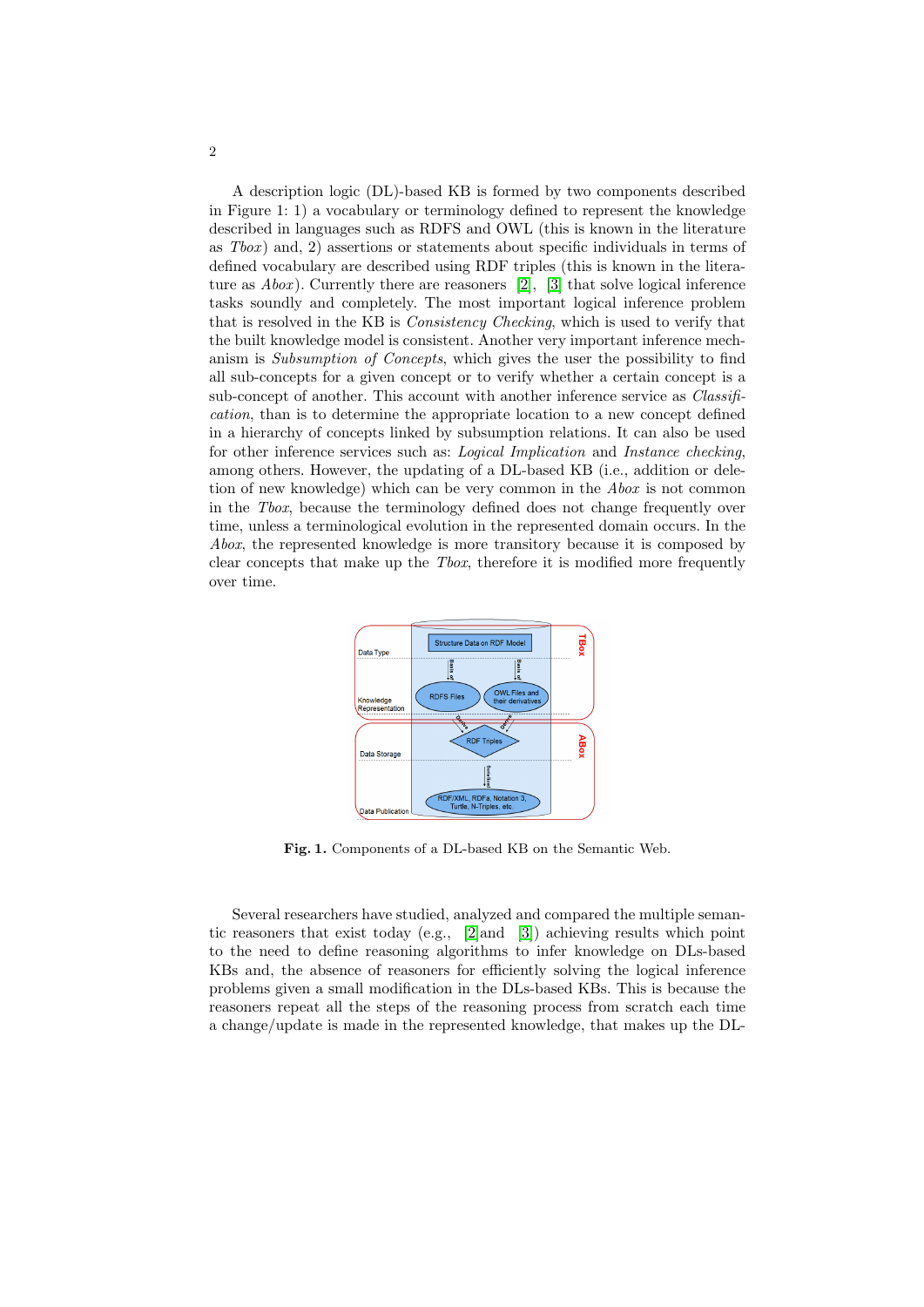A description logic (DL)-based KB is formed by two components described in Figure 1: 1) a vocabulary or terminology defined to represent the knowledge described in languages such as RDFS and OWL (this is known in the literature as *Tbox*) and, 2) assertions or statements about specific individuals in terms of defined vocabulary are described using RDF triples (this is known in the literature as *Abox*). Currently there are reasoners [2], [3] that solve logical inference tasks soundly and completely. The most important logical inference problem that is resolved in the KB is *Consistency Checking*, which is used to verify that the built knowledge model is consistent. Another very important inference mechanism is *Subsumption of Concepts*, which gives the user the possibility to find all sub-concepts for a given concept or to verify whether a certain concept is a sub-concept of another. This account with another inference service as *Classification*, than is to determine the appropriate location to a new concept defined in a hierarchy of concepts linked by subsumption relations. It can also be used for other inference services such as: *Logical Implication* and *Instance checking*, among others. However, the updating of a DL-based KB (i.e., addition or deletion of new knowledge) which can be very common in the *Abox* is not common in the *Tbox*, because the terminology defined does not change frequently over time, unless a terminological evolution in the represented domain occurs. In the *Abox*, the represented knowledge is more transitory because it is composed by clear concepts that make up the *Tbox*, therefore it is modified more frequently over time.

**Fig. 1.** Components of a DL-based KB on the Semantic Web.

Several researchers have studied, analyzed and compared the multiple semantic reasoners that exist today (e.g., [2] and [3]) achieving results which point to the need to define reasoning algorithms to infer knowledge on DLs-based KBs and, the absence of reasoners for efficiently solving the logical inference problems given a small modification in the DLs-based KBs. This is because the reasoners repeat all the steps of the reasoning process from scratch each time a change/update is made in the represented knowledge, that makes up the DL-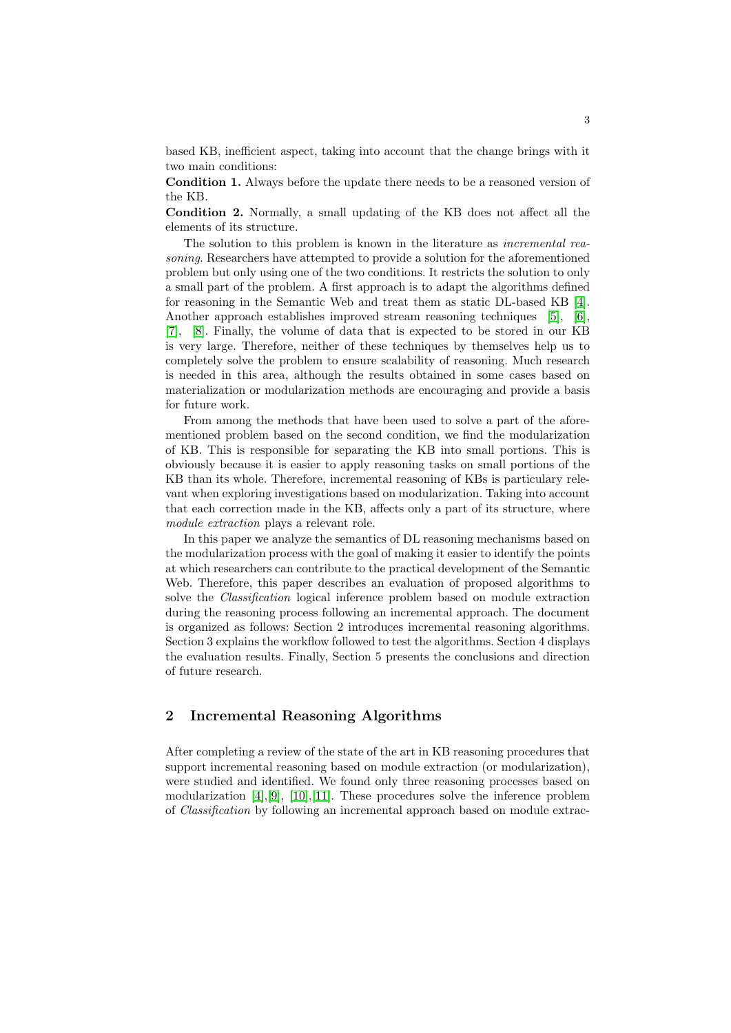based KB, inefficient aspect, taking into account that the change brings with it two main conditions:

**Condition 1.** Always before the update there needs to be a reasoned version of the KB.

**Condition 2.** Normally, a small updating of the KB does not affect all the elements of its structure.

The solution to this problem is known in the literature as *incremental reasoning*. Researchers have attempted to provide a solution for the aforementioned problem but only using one of the two conditions. It restricts the solution to only a small part of the problem. A first approach is to adapt the algorithms defined for reasoning in the Semantic Web and treat them as static DL-based KB [4]. Another approach establishes improved stream reasoning techniques [5], [6], [7], [8]. Finally, the volume of data that is expected to be stored in our KB is very large. Therefore, neither of these techniques by themselves help us to completely solve the problem to ensure scalability of reasoning. Much research is needed in this area, although the results obtained in some cases based on materialization or modularization methods are encouraging and provide a basis for future work.

From among the methods that have been used to solve a part of the aforementioned problem based on the second condition, we find the modularization of KB. This is responsible for separating the KB into small portions. This is obviously because it is easier to apply reasoning tasks on small portions of the KB than its whole. Therefore, incremental reasoning of KBs is particulary relevant when exploring investigations based on modularization. Taking into account that each correction made in the KB, affects only a part of its structure, where *module extraction* plays a relevant role.

In this paper we analyze the semantics of DL reasoning mechanisms based on the modularization process with the goal of making it easier to identify the points at which researchers can contribute to the practical development of the Semantic Web. Therefore, this paper describes an evaluation of proposed algorithms to solve the *Classification* logical inference problem based on module extraction during the reasoning process following an incremental approach. The document is organized as follows: Section 2 introduces incremental reasoning algorithms. Section 3 explains the workflow followed to test the algorithms. Section 4 displays the evaluation results. Finally, Section 5 presents the conclusions and direction of future research.

## 2 Incremental Reasoning Algorithms

After completing a review of the state of the art in KB reasoning procedures that support incremental reasoning based on module extraction (or modularization), were studied and identified. We found only three reasoning processes based on modularization [4],[9], [10],[11]. These procedures solve the inference problem of *Classification* by following an incremental approach based on module extrac-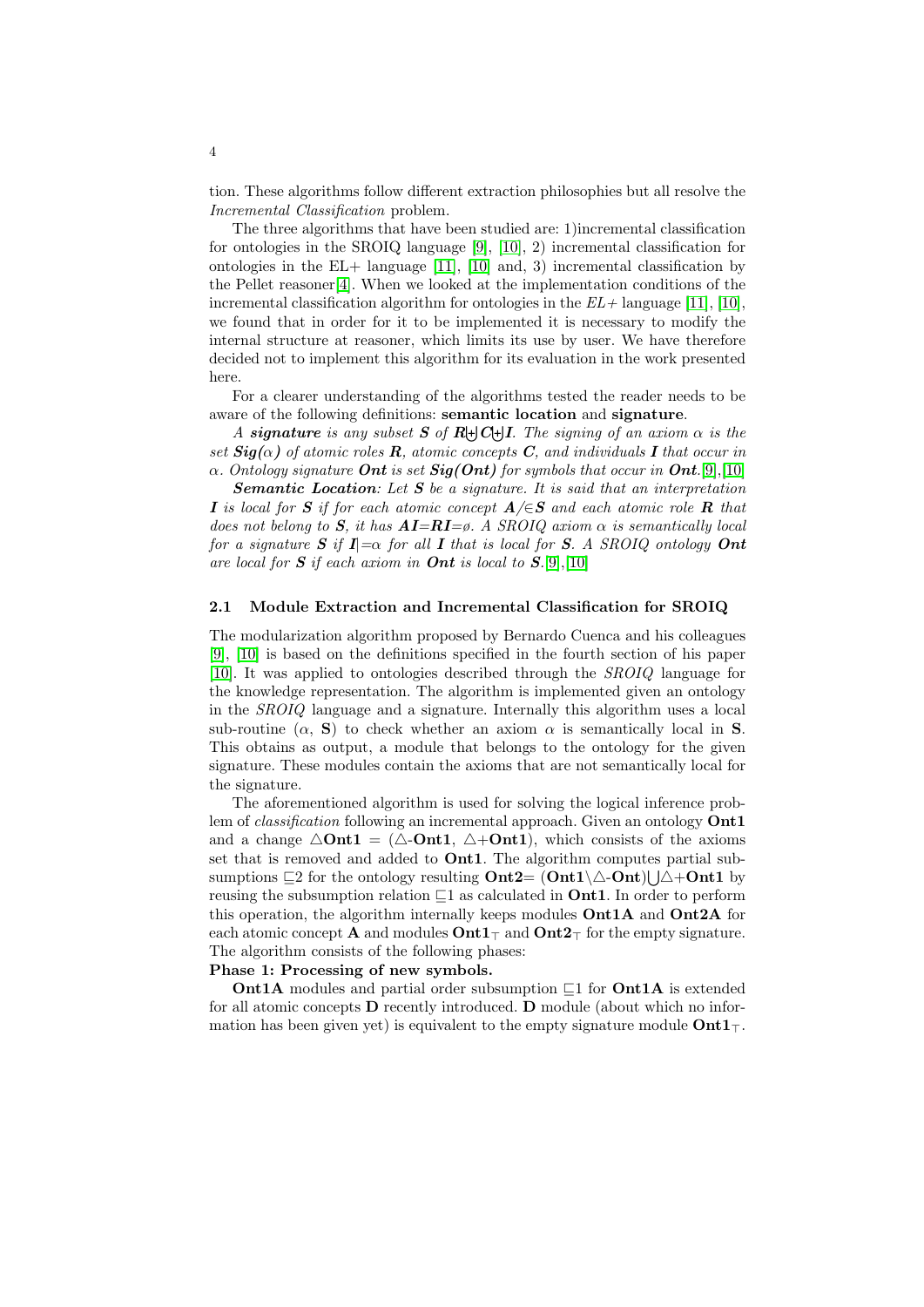tion. These algorithms follow different extraction philosophies but all resolve the *Incremental Classification* problem.

The three algorithms that have been studied are: 1)incremental classification for ontologies in the SROIQ language [9], [10], 2) incremental classification for ontologies in the EL+ language [11], [10] and, 3) incremental classification by the Pellet reasoner[4]. When we looked at the implementation conditions of the incremental classification algorithm for ontologies in the *EL+* language [11], [10], we found that in order for it to be implemented it is necessary to modify the internal structure at reasoner, which limits its use by user. We have therefore decided not to implement this algorithm for its evaluation in the work presented here.

For a clearer understanding of the algorithms tested the reader needs to be aware of the following definitions: **semantic location** and **signature**.

*A **signature** is any subset **S** of **R**$\uplus$**C**$\uplus$**I**. The signing of an axiom $\alpha$ is the set **Sig(**$\alpha$**)** of atomic roles **R**, atomic concepts **C**, and individuals **I** that occur in $\alpha$. Ontology signature **Ont** is set **Sig(Ont)** for symbols that occur in **Ont**.*[9],[10]

***Semantic Location**: Let **S** be a signature. It is said that an interpretation **I** is local for **S** if for each atomic concept **A**$\notin$**S** and each atomic role **R** that does not belong to **S**, it has **AI**=**RI**=$\emptyset$. A SROIQ axiom $\alpha$ is semantically local for a signature **S** if **I**$\models$$\alpha$ for all **I** that is local for **S**. A SROIQ ontology **Ont** are local for **S** if each axiom in **Ont** is local to **S**.*[9],[10]

### 2.1 Module Extraction and Incremental Classification for SROIQ

The modularization algorithm proposed by Bernardo Cuenca and his colleagues [9], [10] is based on the definitions specified in the fourth section of his paper [10]. It was applied to ontologies described through the *SROIQ* language for the knowledge representation. The algorithm is implemented given an ontology in the *SROIQ* language and a signature. Internally this algorithm uses a local sub-routine ($\alpha$, **S**) to check whether an axiom $\alpha$ is semantically local in **S**. This obtains as output, a module that belongs to the ontology for the given signature. These modules contain the axioms that are not semantically local for the signature.

The aforementioned algorithm is used for solving the logical inference problem of *classification* following an incremental approach. Given an ontology **Ont1** and a change $\triangle$**Ont1** = ($\triangle$-**Ont1**, $\triangle$+**Ont1**), which consists of the axioms set that is removed and added to **Ont1**. The algorithm computes partial subsumptions $\sqsubseteq$2 for the ontology resulting **Ont2**= (**Ont1**$\setminus$$\triangle$-**Ont**)$\bigcup$$\triangle$+**Ont1** by reusing the subsumption relation $\sqsubseteq$1 as calculated in **Ont1**. In order to perform this operation, the algorithm internally keeps modules **Ont1A** and **Ont2A** for each atomic concept **A** and modules **Ont1**$_\top$ and **Ont2**$_\top$ for the empty signature. The algorithm consists of the following phases:

**Phase 1: Processing of new symbols.**

**Ont1A** modules and partial order subsumption $\sqsubseteq$1 for **Ont1A** is extended for all atomic concepts **D** recently introduced. **D** module (about which no information has been given yet) is equivalent to the empty signature module **Ont1**$_\top$.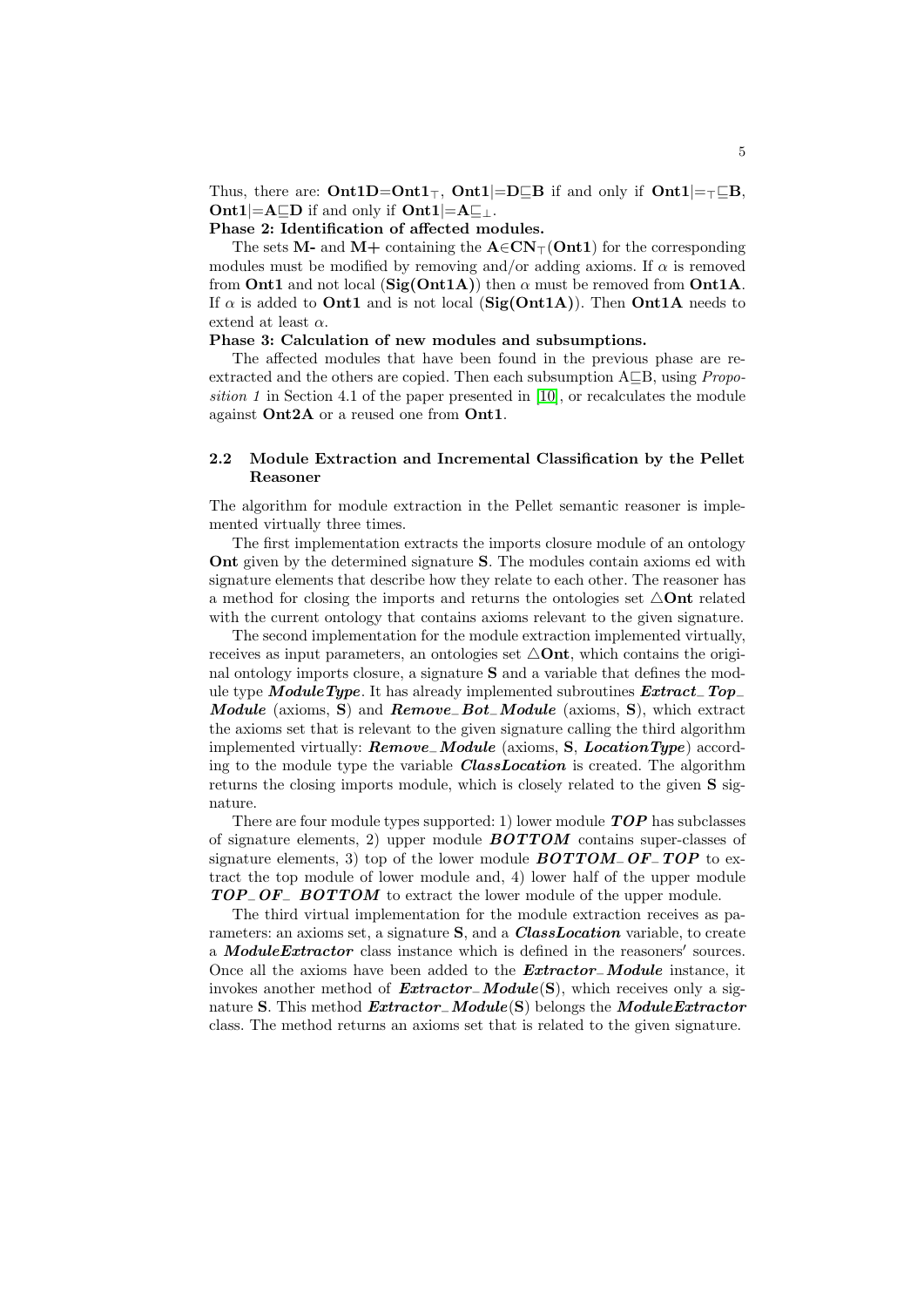Thus, there are: **Ont1D=Ont1**$_\top$, **Ont1**$\models$**D**$\sqsubseteq$**B** if and only if **Ont1**$\models_\top\sqsubseteq$**B**, **Ont1**$\models$**A**$\sqsubseteq$**D** if and only if **Ont1**$\models$**A**$\sqsubseteq_\bot$.

**Phase 2: Identification of affected modules.**

The sets **M-** and **M+** containing the **A**$\in$**CN**$_\top$(**Ont1**) for the corresponding modules must be modified by removing and/or adding axioms. If $\alpha$ is removed from **Ont1** and not local (**Sig(Ont1A)**) then $\alpha$ must be removed from **Ont1A**. If $\alpha$ is added to **Ont1** and is not local (**Sig(Ont1A)**). Then **Ont1A** needs to extend at least $\alpha$.

**Phase 3: Calculation of new modules and subsumptions.**

The affected modules that have been found in the previous phase are re-extracted and the others are copied. Then each subsumption A$\sqsubseteq$B, using *Proposition 1* in Section 4.1 of the paper presented in [10], or recalculates the module against **Ont2A** or a reused one from **Ont1**.

### 2.2 Module Extraction and Incremental Classification by the Pellet Reasoner

The algorithm for module extraction in the Pellet semantic reasoner is implemented virtually three times.

The first implementation extracts the imports closure module of an ontology **Ont** given by the determined signature **S**. The modules contain axioms ed with signature elements that describe how they relate to each other. The reasoner has a method for closing the imports and returns the ontologies set $\triangle$**Ont** related with the current ontology that contains axioms relevant to the given signature.

The second implementation for the module extraction implemented virtually, receives as input parameters, an ontologies set $\triangle$**Ont**, which contains the original ontology imports closure, a signature **S** and a variable that defines the module type ***ModuleType***. It has already implemented subroutines ***Extract_Top_Module*** (axioms, **S**) and ***Remove_Bot_Module*** (axioms, **S**), which extract the axioms set that is relevant to the given signature calling the third algorithm implemented virtually: ***Remove_Module*** (axioms, **S**, ***LocationType***) according to the module type the variable ***ClassLocation*** is created. The algorithm returns the closing imports module, which is closely related to the given **S** signature.

There are four module types supported: 1) lower module ***TOP*** has subclasses of signature elements, 2) upper module ***BOTTOM*** contains super-classes of signature elements, 3) top of the lower module ***BOTTOM_OF_TOP*** to extract the top module of lower module and, 4) lower half of the upper module ***TOP_OF_ BOTTOM*** to extract the lower module of the upper module.

The third virtual implementation for the module extraction receives as parameters: an axioms set, a signature **S**, and a ***ClassLocation*** variable, to create a ***ModuleExtractor*** class instance which is defined in the reasoners′ sources. Once all the axioms have been added to the ***Extractor_Module*** instance, it invokes another method of ***Extractor_Module***(**S**), which receives only a signature **S**. This method ***Extractor_Module***(**S**) belongs the ***ModuleExtractor*** class. The method returns an axioms set that is related to the given signature.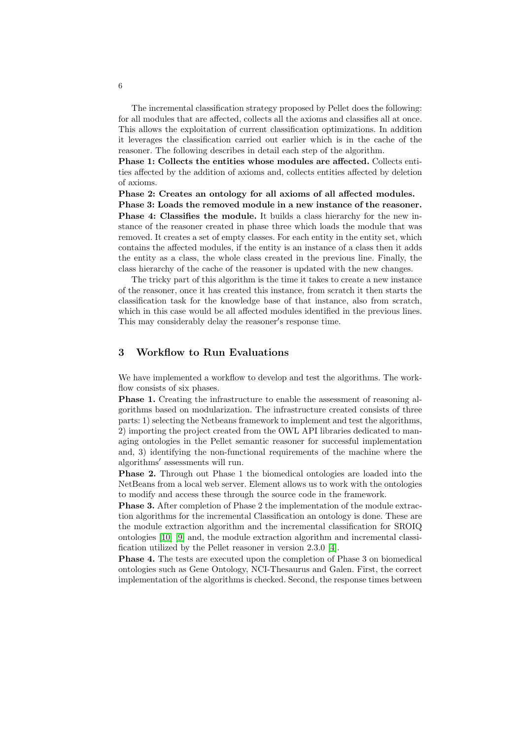The incremental classification strategy proposed by Pellet does the following: for all modules that are affected, collects all the axioms and classifies all at once. This allows the exploitation of current classification optimizations. In addition it leverages the classification carried out earlier which is in the cache of the reasoner. The following describes in detail each step of the algorithm.

**Phase 1: Collects the entities whose modules are affected.** Collects entities affected by the addition of axioms and, collects entities affected by deletion of axioms.

**Phase 2: Creates an ontology for all axioms of all affected modules.**

**Phase 3: Loads the removed module in a new instance of the reasoner.**

**Phase 4: Classifies the module.** It builds a class hierarchy for the new instance of the reasoner created in phase three which loads the module that was removed. It creates a set of empty classes. For each entity in the entity set, which contains the affected modules, if the entity is an instance of a class then it adds the entity as a class, the whole class created in the previous line. Finally, the class hierarchy of the cache of the reasoner is updated with the new changes.

The tricky part of this algorithm is the time it takes to create a new instance of the reasoner, once it has created this instance, from scratch it then starts the classification task for the knowledge base of that instance, also from scratch, which in this case would be all affected modules identified in the previous lines. This may considerably delay the reasoner′s response time.

## 3 Workflow to Run Evaluations

We have implemented a workflow to develop and test the algorithms. The workflow consists of six phases.

**Phase 1.** Creating the infrastructure to enable the assessment of reasoning algorithms based on modularization. The infrastructure created consists of three parts: 1) selecting the Netbeans framework to implement and test the algorithms, 2) importing the project created from the OWL API libraries dedicated to managing ontologies in the Pellet semantic reasoner for successful implementation and, 3) identifying the non-functional requirements of the machine where the algorithms′ assessments will run.

**Phase 2.** Through out Phase 1 the biomedical ontologies are loaded into the NetBeans from a local web server. Element allows us to work with the ontologies to modify and access these through the source code in the framework.

**Phase 3.** After completion of Phase 2 the implementation of the module extraction algorithms for the incremental Classification an ontology is done. These are the module extraction algorithm and the incremental classification for SROIQ ontologies [10] [9] and, the module extraction algorithm and incremental classification utilized by the Pellet reasoner in version 2.3.0 [4].

**Phase 4.** The tests are executed upon the completion of Phase 3 on biomedical ontologies such as Gene Ontology, NCI-Thesaurus and Galen. First, the correct implementation of the algorithms is checked. Second, the response times between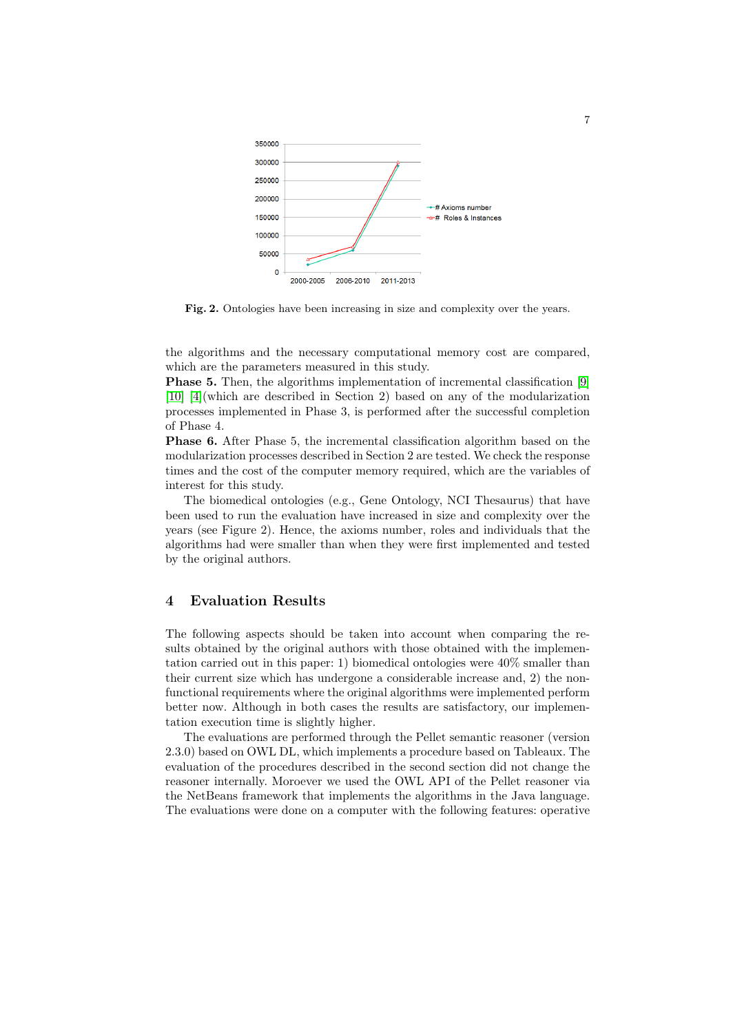Fig. 2. Ontologies have been increasing in size and complexity over the years.

the algorithms and the necessary computational memory cost are compared, which are the parameters measured in this study.

**Phase 5.** Then, the algorithms implementation of incremental classification [9] [10] [4](which are described in Section 2) based on any of the modularization processes implemented in Phase 3, is performed after the successful completion of Phase 4.

**Phase 6.** After Phase 5, the incremental classification algorithm based on the modularization processes described in Section 2 are tested. We check the response times and the cost of the computer memory required, which are the variables of interest for this study.

The biomedical ontologies (e.g., Gene Ontology, NCI Thesaurus) that have been used to run the evaluation have increased in size and complexity over the years (see Figure 2). Hence, the axioms number, roles and individuals that the algorithms had were smaller than when they were first implemented and tested by the original authors.

## 4 Evaluation Results

The following aspects should be taken into account when comparing the results obtained by the original authors with those obtained with the implementation carried out in this paper: 1) biomedical ontologies were 40% smaller than their current size which has undergone a considerable increase and, 2) the non-functional requirements where the original algorithms were implemented perform better now. Although in both cases the results are satisfactory, our implementation execution time is slightly higher.

The evaluations are performed through the Pellet semantic reasoner (version 2.3.0) based on OWL DL, which implements a procedure based on Tableaux. The evaluation of the procedures described in the second section did not change the reasoner internally. Moroever we used the OWL API of the Pellet reasoner via the NetBeans framework that implements the algorithms in the Java language. The evaluations were done on a computer with the following features: operative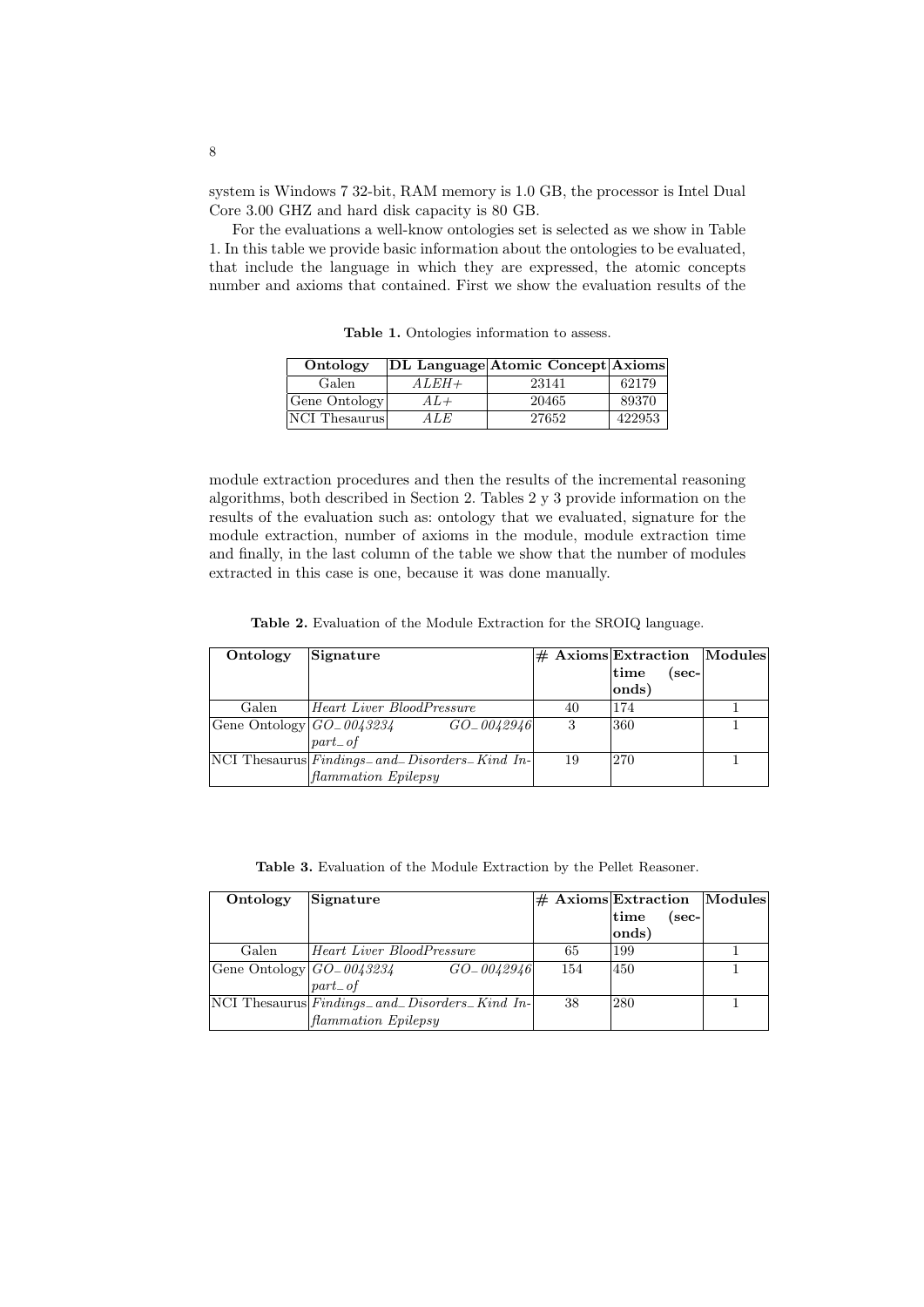system is Windows 7 32-bit, RAM memory is 1.0 GB, the processor is Intel Dual Core 3.00 GHZ and hard disk capacity is 80 GB.

For the evaluations a well-know ontologies set is selected as we show in Table 1. In this table we provide basic information about the ontologies to be evaluated, that include the language in which they are expressed, the atomic concepts number and axioms that contained. First we show the evaluation results of the module extraction procedures and then the results of the incremental reasoning algorithms, both described in Section 2. Tables 2 y 3 provide information on the results of the evaluation such as: ontology that we evaluated, signature for the module extraction, number of axioms in the module, module extraction time and finally, in the last column of the table we show that the number of modules extracted in this case is one, because it was done manually.

**Table 1.** Ontologies information to assess.

| Ontology | DL Language | Atomic Concept | Axioms |
|---|---|---|---|
| Galen | *ALEH+* | 23141 | 62179 |
| Gene Ontology | *AL+* | 20465 | 89370 |
| NCI Thesaurus | *ALE* | 27652 | 422953 |

**Table 2.** Evaluation of the Module Extraction for the SROIQ language.

| Ontology | Signature | # Axioms | Extraction time (seconds) | Modules |
|---|---|---|---|---|
| Galen | *Heart Liver BloodPressure* | 40 | 174 | 1 |
| Gene Ontology | *GO_0043234 GO_0042946 part_of* | 3 | 360 | 1 |
| NCI Thesaurus | *Findings_and_Disorders_Kind Inflammation Epilepsy* | 19 | 270 | 1 |

**Table 3.** Evaluation of the Module Extraction by the Pellet Reasoner.

| Ontology | Signature | # Axioms | Extraction time (seconds) | Modules |
|---|---|---|---|---|
| Galen | *Heart Liver BloodPressure* | 65 | 199 | 1 |
| Gene Ontology | *GO_0043234 GO_0042946 part_of* | 154 | 450 | 1 |
| NCI Thesaurus | *Findings_and_Disorders_Kind Inflammation Epilepsy* | 38 | 280 | 1 |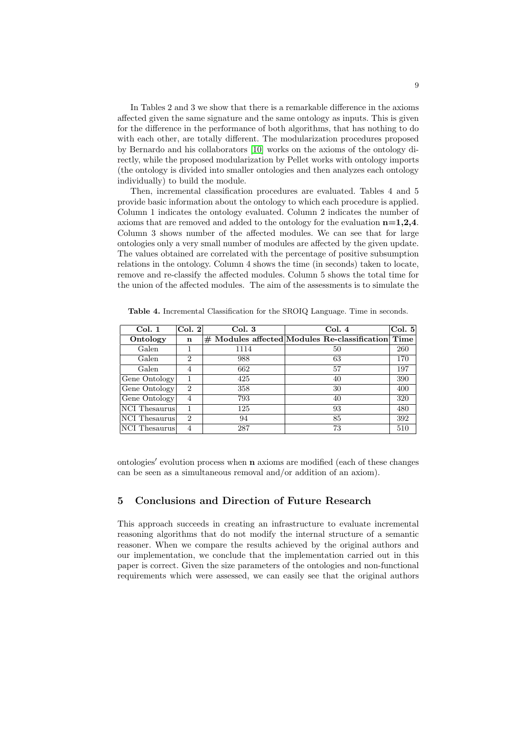In Tables 2 and 3 we show that there is a remarkable difference in the axioms affected given the same signature and the same ontology as inputs. This is given for the difference in the performance of both algorithms, that has nothing to do with each other, are totally different. The modularization procedures proposed by Bernardo and his collaborators [10] works on the axioms of the ontology directly, while the proposed modularization by Pellet works with ontology imports (the ontology is divided into smaller ontologies and then analyzes each ontology individually) to build the module.

Then, incremental classification procedures are evaluated. Tables 4 and 5 provide basic information about the ontology to which each procedure is applied. Column 1 indicates the ontology evaluated. Column 2 indicates the number of axioms that are removed and added to the ontology for the evaluation **n=1,2,4**. Column 3 shows number of the affected modules. We can see that for large ontologies only a very small number of modules are affected by the given update. The values obtained are correlated with the percentage of positive subsumption relations in the ontology. Column 4 shows the time (in seconds) taken to locate, remove and re-classify the affected modules. Column 5 shows the total time for the union of the affected modules. The aim of the assessments is to simulate the ontologies′ evolution process when **n** axioms are modified (each of these changes can be seen as a simultaneous removal and/or addition of an axiom).

**Table 4.** Incremental Classification for the SROIQ Language. Time in seconds.

| **Col. 1** | **Col. 2** | **Col. 3** | **Col. 4** | **Col. 5** |
|---|---|---|---|---|
| **Ontology** | **n** | **# Modules affected** | **Modules Re-classification** | **Time** |
| Galen | 1 | 1114 | 50 | 260 |
| Galen | 2 | 988 | 63 | 170 |
| Galen | 4 | 662 | 57 | 197 |
| Gene Ontology | 1 | 425 | 40 | 390 |
| Gene Ontology | 2 | 358 | 30 | 400 |
| Gene Ontology | 4 | 793 | 40 | 320 |
| NCI Thesaurus | 1 | 125 | 93 | 480 |
| NCI Thesaurus | 2 | 94 | 85 | 392 |
| NCI Thesaurus | 4 | 287 | 73 | 510 |

## 5 Conclusions and Direction of Future Research

This approach succeeds in creating an infrastructure to evaluate incremental reasoning algorithms that do not modify the internal structure of a semantic reasoner. When we compare the results achieved by the original authors and our implementation, we conclude that the implementation carried out in this paper is correct. Given the size parameters of the ontologies and non-functional requirements which were assessed, we can easily see that the original authors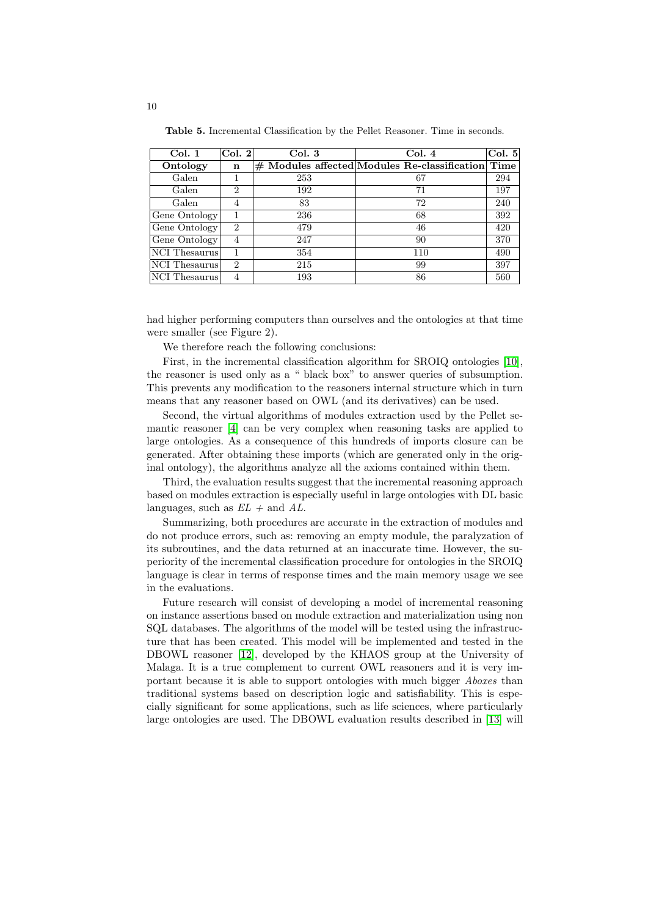**Table 5.** Incremental Classification by the Pellet Reasoner. Time in seconds.

| Col. 1 | Col. 2 | Col. 3 | Col. 4 | Col. 5 |
|---|---|---|---|---|
| **Ontology** | **n** | **# Modules affected** | **Modules Re-classification** | **Time** |
| Galen | 1 | 253 | 67 | 294 |
| Galen | 2 | 192 | 71 | 197 |
| Galen | 4 | 83 | 72 | 240 |
| Gene Ontology | 1 | 236 | 68 | 392 |
| Gene Ontology | 2 | 479 | 46 | 420 |
| Gene Ontology | 4 | 247 | 90 | 370 |
| NCI Thesaurus | 1 | 354 | 110 | 490 |
| NCI Thesaurus | 2 | 215 | 99 | 397 |
| NCI Thesaurus | 4 | 193 | 86 | 560 |

had higher performing computers than ourselves and the ontologies at that time were smaller (see Figure 2).

We therefore reach the following conclusions:

First, in the incremental classification algorithm for SROIQ ontologies [10], the reasoner is used only as a " black box" to answer queries of subsumption. This prevents any modification to the reasoners internal structure which in turn means that any reasoner based on OWL (and its derivatives) can be used.

Second, the virtual algorithms of modules extraction used by the Pellet semantic reasoner [4] can be very complex when reasoning tasks are applied to large ontologies. As a consequence of this hundreds of imports closure can be generated. After obtaining these imports (which are generated only in the original ontology), the algorithms analyze all the axioms contained within them.

Third, the evaluation results suggest that the incremental reasoning approach based on modules extraction is especially useful in large ontologies with DL basic languages, such as *EL +* and *AL*.

Summarizing, both procedures are accurate in the extraction of modules and do not produce errors, such as: removing an empty module, the paralyzation of its subroutines, and the data returned at an inaccurate time. However, the superiority of the incremental classification procedure for ontologies in the SROIQ language is clear in terms of response times and the main memory usage we see in the evaluations.

Future research will consist of developing a model of incremental reasoning on instance assertions based on module extraction and materialization using non SQL databases. The algorithms of the model will be tested using the infrastructure that has been created. This model will be implemented and tested in the DBOWL reasoner [12], developed by the KHAOS group at the University of Malaga. It is a true complement to current OWL reasoners and it is very important because it is able to support ontologies with much bigger *Aboxes* than traditional systems based on description logic and satisfiability. This is especially significant for some applications, such as life sciences, where particularly large ontologies are used. The DBOWL evaluation results described in [13] will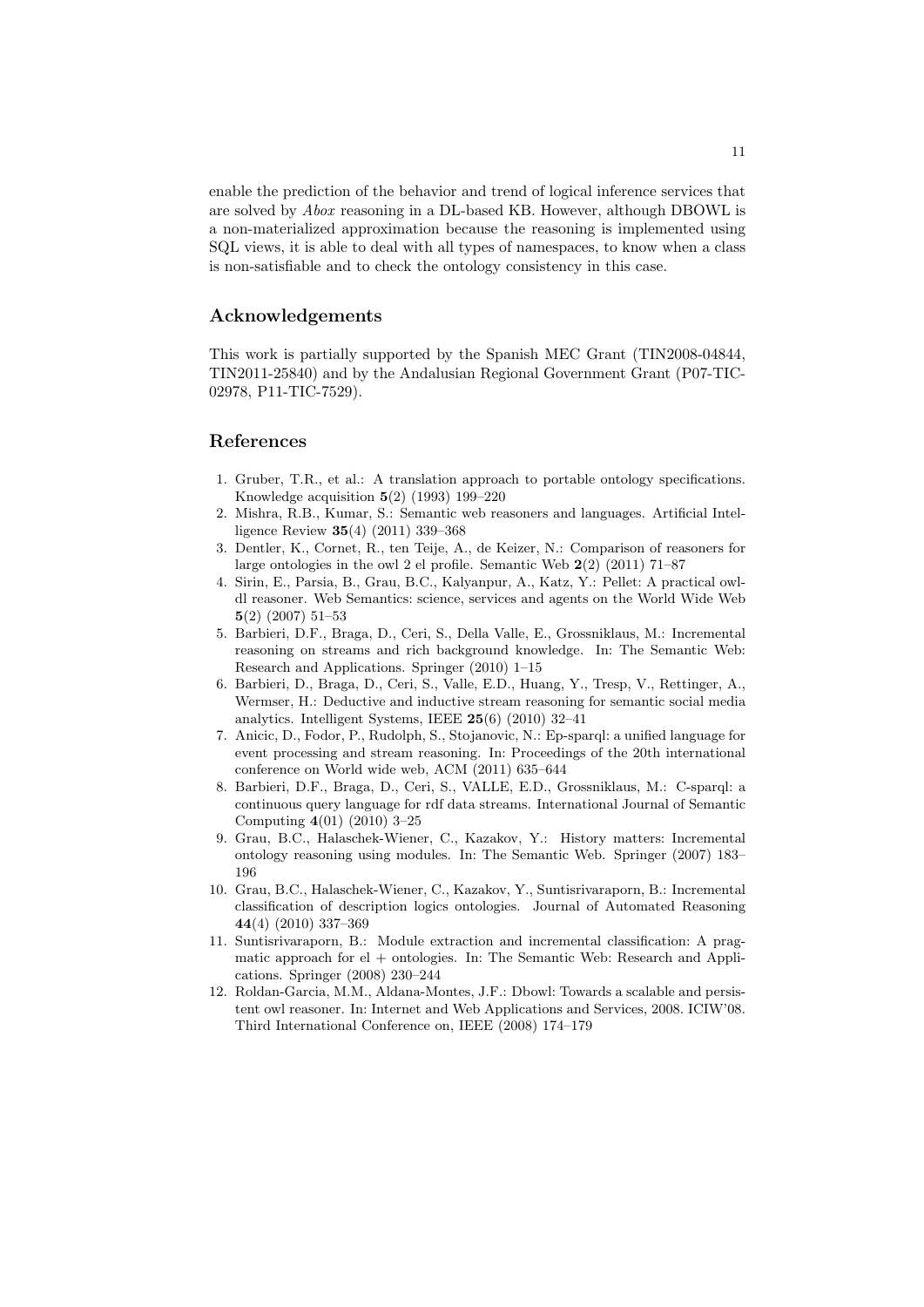enable the prediction of the behavior and trend of logical inference services that are solved by *Abox* reasoning in a DL-based KB. However, although DBOWL is a non-materialized approximation because the reasoning is implemented using SQL views, it is able to deal with all types of namespaces, to know when a class is non-satisfiable and to check the ontology consistency in this case.

## Acknowledgements

This work is partially supported by the Spanish MEC Grant (TIN2008-04844, TIN2011-25840) and by the Andalusian Regional Government Grant (P07-TIC-02978, P11-TIC-7529).

## References

1. Gruber, T.R., et al.: A translation approach to portable ontology specifications. Knowledge acquisition **5**(2) (1993) 199–220
2. Mishra, R.B., Kumar, S.: Semantic web reasoners and languages. Artificial Intelligence Review **35**(4) (2011) 339–368
3. Dentler, K., Cornet, R., ten Teije, A., de Keizer, N.: Comparison of reasoners for large ontologies in the owl 2 el profile. Semantic Web **2**(2) (2011) 71–87
4. Sirin, E., Parsia, B., Grau, B.C., Kalyanpur, A., Katz, Y.: Pellet: A practical owl-dl reasoner. Web Semantics: science, services and agents on the World Wide Web **5**(2) (2007) 51–53
5. Barbieri, D.F., Braga, D., Ceri, S., Della Valle, E., Grossniklaus, M.: Incremental reasoning on streams and rich background knowledge. In: The Semantic Web: Research and Applications. Springer (2010) 1–15
6. Barbieri, D., Braga, D., Ceri, S., Valle, E.D., Huang, Y., Tresp, V., Rettinger, A., Wermser, H.: Deductive and inductive stream reasoning for semantic social media analytics. Intelligent Systems, IEEE **25**(6) (2010) 32–41
7. Anicic, D., Fodor, P., Rudolph, S., Stojanovic, N.: Ep-sparql: a unified language for event processing and stream reasoning. In: Proceedings of the 20th international conference on World wide web, ACM (2011) 635–644
8. Barbieri, D.F., Braga, D., Ceri, S., VALLE, E.D., Grossniklaus, M.: C-sparql: a continuous query language for rdf data streams. International Journal of Semantic Computing **4**(01) (2010) 3–25
9. Grau, B.C., Halaschek-Wiener, C., Kazakov, Y.: History matters: Incremental ontology reasoning using modules. In: The Semantic Web. Springer (2007) 183–196
10. Grau, B.C., Halaschek-Wiener, C., Kazakov, Y., Suntisrivaraporn, B.: Incremental classification of description logics ontologies. Journal of Automated Reasoning **44**(4) (2010) 337–369
11. Suntisrivaraporn, B.: Module extraction and incremental classification: A pragmatic approach for el + ontologies. In: The Semantic Web: Research and Applications. Springer (2008) 230–244
12. Roldan-Garcia, M.M., Aldana-Montes, J.F.: Dbowl: Towards a scalable and persistent owl reasoner. In: Internet and Web Applications and Services, 2008. ICIW'08. Third International Conference on, IEEE (2008) 174–179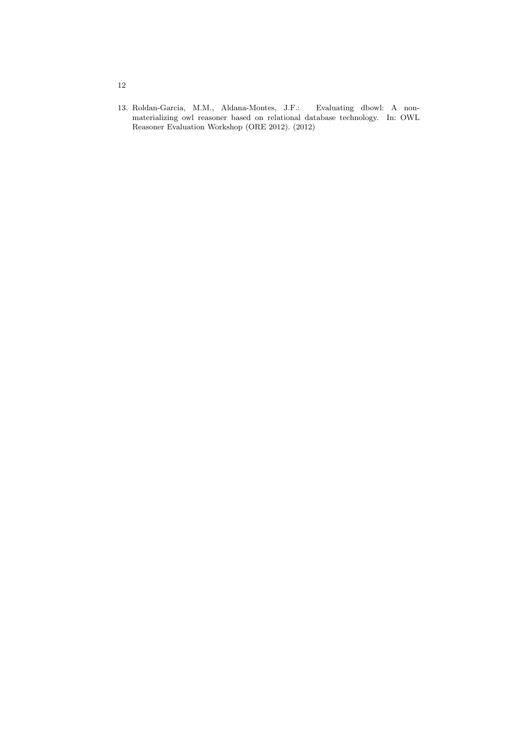13. Roldan-Garcia, M.M., Aldana-Montes, J.F.: Evaluating dbowl: A non-materializing owl reasoner based on relational database technology. In: OWL Reasoner Evaluation Workshop (ORE 2012). (2012)